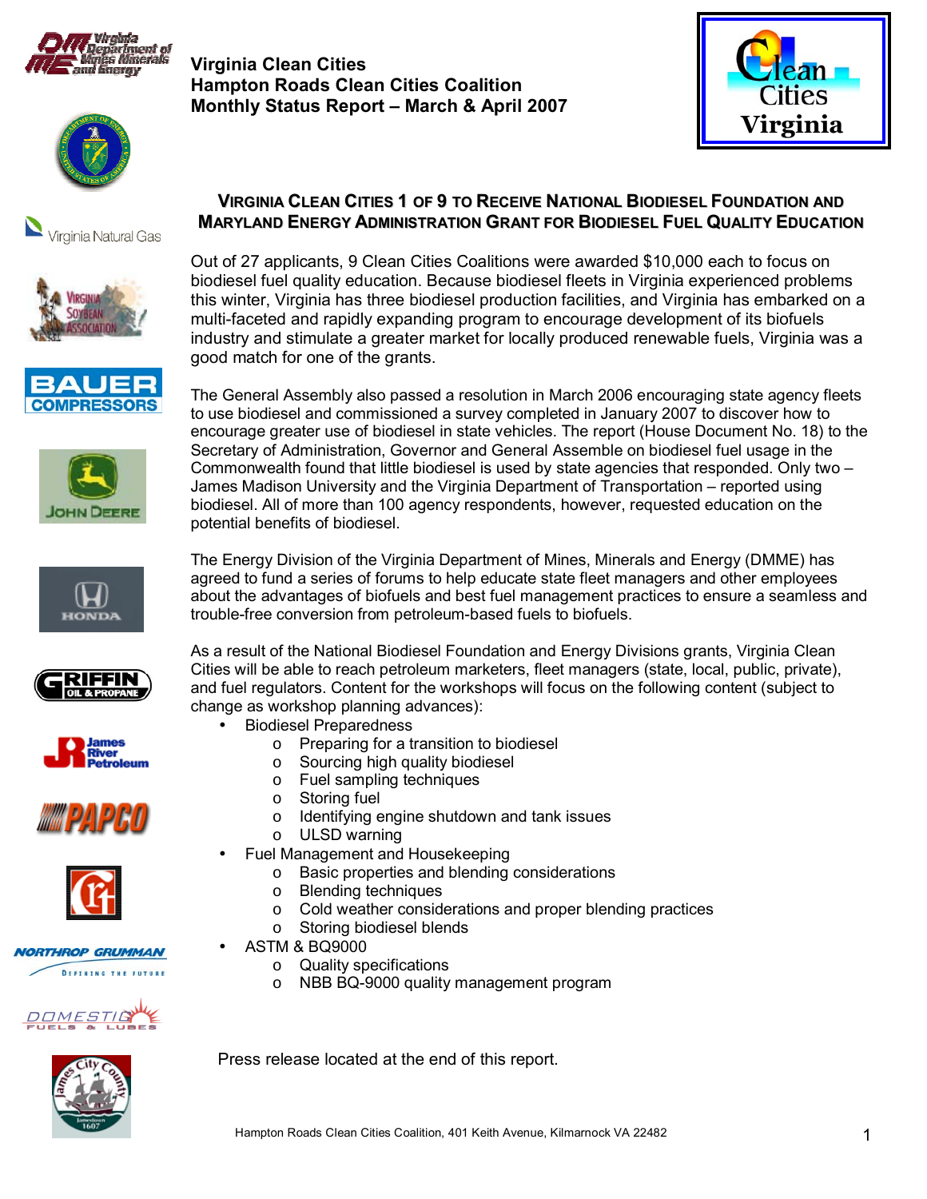Virginia Clean Cities
Hampton Roads Clean Cities Coalition
Monthly Status Report – March & April 2007

## Virginia Clean Cities 1 of 9 to Receive National Biodiesel Foundation and Maryland Energy Administration Grant for Biodiesel Fuel Quality Education

Out of 27 applicants, 9 Clean Cities Coalitions were awarded $10,000 each to focus on biodiesel fuel quality education. Because biodiesel fleets in Virginia experienced problems this winter, Virginia has three biodiesel production facilities, and Virginia has embarked on a multi-faceted and rapidly expanding program to encourage development of its biofuels industry and stimulate a greater market for locally produced renewable fuels, Virginia was a good match for one of the grants.

The General Assembly also passed a resolution in March 2006 encouraging state agency fleets to use biodiesel and commissioned a survey completed in January 2007 to discover how to encourage greater use of biodiesel in state vehicles. The report (House Document No. 18) to the Secretary of Administration, Governor and General Assemble on biodiesel fuel usage in the Commonwealth found that little biodiesel is used by state agencies that responded. Only two – James Madison University and the Virginia Department of Transportation – reported using biodiesel. All of more than 100 agency respondents, however, requested education on the potential benefits of biodiesel.

The Energy Division of the Virginia Department of Mines, Minerals and Energy (DMME) has agreed to fund a series of forums to help educate state fleet managers and other employees about the advantages of biofuels and best fuel management practices to ensure a seamless and trouble-free conversion from petroleum-based fuels to biofuels.

As a result of the National Biodiesel Foundation and Energy Divisions grants, Virginia Clean Cities will be able to reach petroleum marketers, fleet managers (state, local, public, private), and fuel regulators. Content for the workshops will focus on the following content (subject to change as workshop planning advances):

- Biodiesel Preparedness
  - Preparing for a transition to biodiesel
  - Sourcing high quality biodiesel
  - Fuel sampling techniques
  - Storing fuel
  - Identifying engine shutdown and tank issues
  - ULSD warning
- Fuel Management and Housekeeping
  - Basic properties and blending considerations
  - Blending techniques
  - Cold weather considerations and proper blending practices
  - Storing biodiesel blends
- ASTM & BQ9000
  - Quality specifications
  - NBB BQ-9000 quality management program

Press release located at the end of this report.

Hampton Roads Clean Cities Coalition, 401 Keith Avenue, Kilmarnock VA 22482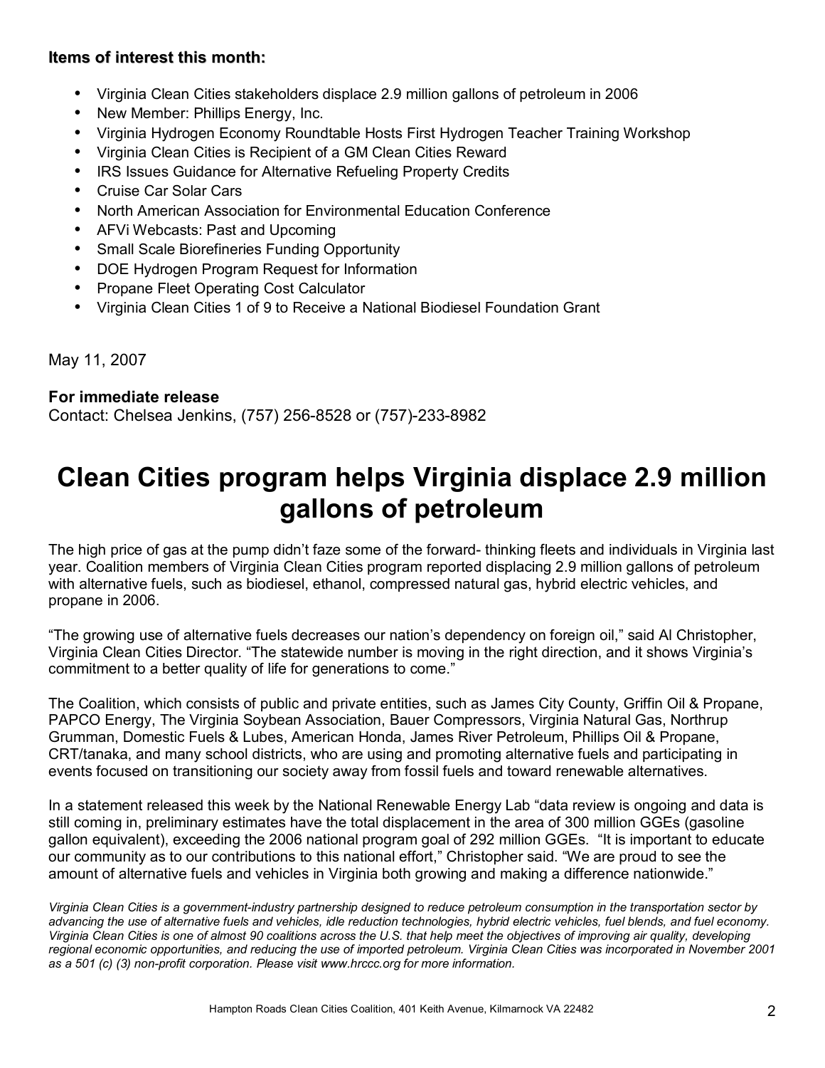**Items of interest this month:**

- Virginia Clean Cities stakeholders displace 2.9 million gallons of petroleum in 2006
- New Member: Phillips Energy, Inc.
- Virginia Hydrogen Economy Roundtable Hosts First Hydrogen Teacher Training Workshop
- Virginia Clean Cities is Recipient of a GM Clean Cities Reward
- IRS Issues Guidance for Alternative Refueling Property Credits
- Cruise Car Solar Cars
- North American Association for Environmental Education Conference
- AFVi Webcasts: Past and Upcoming
- Small Scale Biorefineries Funding Opportunity
- DOE Hydrogen Program Request for Information
- Propane Fleet Operating Cost Calculator
- Virginia Clean Cities 1 of 9 to Receive a National Biodiesel Foundation Grant

May 11, 2007

**For immediate release**
Contact: Chelsea Jenkins, (757) 256-8528 or (757)-233-8982

# Clean Cities program helps Virginia displace 2.9 million gallons of petroleum

The high price of gas at the pump didn't faze some of the forward- thinking fleets and individuals in Virginia last year. Coalition members of Virginia Clean Cities program reported displacing 2.9 million gallons of petroleum with alternative fuels, such as biodiesel, ethanol, compressed natural gas, hybrid electric vehicles, and propane in 2006.

"The growing use of alternative fuels decreases our nation's dependency on foreign oil," said Al Christopher, Virginia Clean Cities Director. "The statewide number is moving in the right direction, and it shows Virginia's commitment to a better quality of life for generations to come."

The Coalition, which consists of public and private entities, such as James City County, Griffin Oil & Propane, PAPCO Energy, The Virginia Soybean Association, Bauer Compressors, Virginia Natural Gas, Northrup Grumman, Domestic Fuels & Lubes, American Honda, James River Petroleum, Phillips Oil & Propane, CRT/tanaka, and many school districts, who are using and promoting alternative fuels and participating in events focused on transitioning our society away from fossil fuels and toward renewable alternatives.

In a statement released this week by the National Renewable Energy Lab "data review is ongoing and data is still coming in, preliminary estimates have the total displacement in the area of 300 million GGEs (gasoline gallon equivalent), exceeding the 2006 national program goal of 292 million GGEs. "It is important to educate our community as to our contributions to this national effort," Christopher said. "We are proud to see the amount of alternative fuels and vehicles in Virginia both growing and making a difference nationwide."

*Virginia Clean Cities is a government-industry partnership designed to reduce petroleum consumption in the transportation sector by advancing the use of alternative fuels and vehicles, idle reduction technologies, hybrid electric vehicles, fuel blends, and fuel economy. Virginia Clean Cities is one of almost 90 coalitions across the U.S. that help meet the objectives of improving air quality, developing regional economic opportunities, and reducing the use of imported petroleum. Virginia Clean Cities was incorporated in November 2001 as a 501 (c) (3) non-profit corporation. Please visit www.hrccc.org for more information.*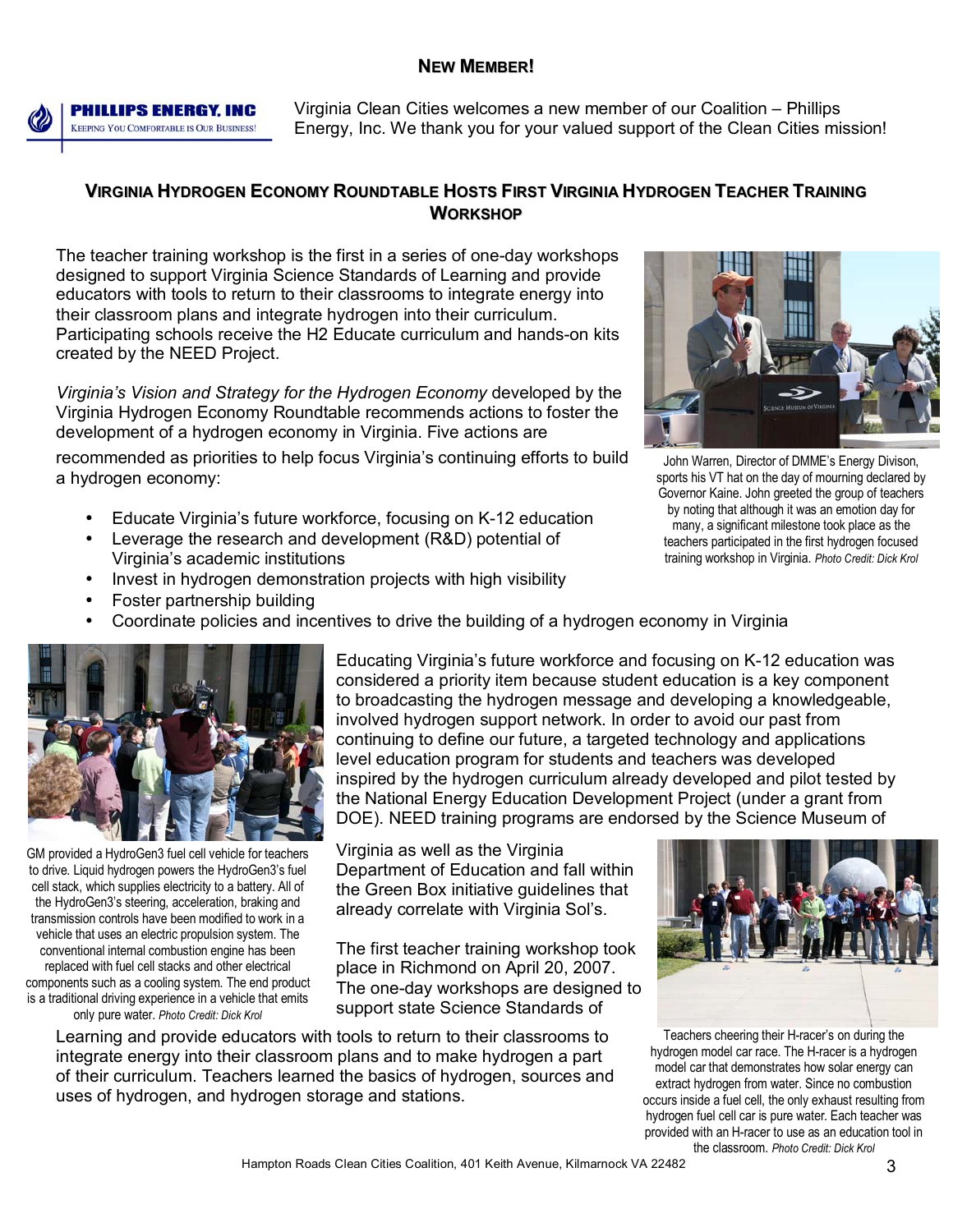## New Member!

**PHILLIPS ENERGY, INC**
KEEPING YOU COMFORTABLE IS OUR BUSINESS!

Virginia Clean Cities welcomes a new member of our Coalition – Phillips Energy, Inc. We thank you for your valued support of the Clean Cities mission!

## Virginia Hydrogen Economy Roundtable Hosts First Virginia Hydrogen Teacher Training Workshop

The teacher training workshop is the first in a series of one-day workshops designed to support Virginia Science Standards of Learning and provide educators with tools to return to their classrooms to integrate energy into their classroom plans and integrate hydrogen into their curriculum. Participating schools receive the H2 Educate curriculum and hands-on kits created by the NEED Project.

*Virginia's Vision and Strategy for the Hydrogen Economy* developed by the Virginia Hydrogen Economy Roundtable recommends actions to foster the development of a hydrogen economy in Virginia. Five actions are recommended as priorities to help focus Virginia's continuing efforts to build a hydrogen economy:

- Educate Virginia's future workforce, focusing on K-12 education
- Leverage the research and development (R&D) potential of Virginia's academic institutions
- Invest in hydrogen demonstration projects with high visibility
- Foster partnership building
- Coordinate policies and incentives to drive the building of a hydrogen economy in Virginia

John Warren, Director of DMME's Energy Divison, sports his VT hat on the day of mourning declared by Governor Kaine. John greeted the group of teachers by noting that although it was an emotion day for many, a significant milestone took place as the teachers participated in the first hydrogen focused training workshop in Virginia. *Photo Credit: Dick Krol*

Educating Virginia's future workforce and focusing on K-12 education was considered a priority item because student education is a key component to broadcasting the hydrogen message and developing a knowledgeable, involved hydrogen support network. In order to avoid our past from continuing to define our future, a targeted technology and applications level education program for students and teachers was developed inspired by the hydrogen curriculum already developed and pilot tested by the National Energy Education Development Project (under a grant from DOE). NEED training programs are endorsed by the Science Museum of Virginia as well as the Virginia Department of Education and fall within the Green Box initiative guidelines that already correlate with Virginia Sol's.

GM provided a HydroGen3 fuel cell vehicle for teachers to drive. Liquid hydrogen powers the HydroGen3's fuel cell stack, which supplies electricity to a battery. All of the HydroGen3's steering, acceleration, braking and transmission controls have been modified to work in a vehicle that uses an electric propulsion system. The conventional internal combustion engine has been replaced with fuel cell stacks and other electrical components such as a cooling system. The end product is a traditional driving experience in a vehicle that emits only pure water. *Photo Credit: Dick Krol*

The first teacher training workshop took place in Richmond on April 20, 2007. The one-day workshops are designed to support state Science Standards of Learning and provide educators with tools to return to their classrooms to integrate energy into their classroom plans and to make hydrogen a part of their curriculum. Teachers learned the basics of hydrogen, sources and uses of hydrogen, and hydrogen storage and stations.

Teachers cheering their H-racer's on during the hydrogen model car race. The H-racer is a hydrogen model car that demonstrates how solar energy can extract hydrogen from water. Since no combustion occurs inside a fuel cell, the only exhaust resulting from hydrogen fuel cell car is pure water. Each teacher was provided with an H-racer to use as an education tool in the classroom. *Photo Credit: Dick Krol*

Hampton Roads Clean Cities Coalition, 401 Keith Avenue, Kilmarnock VA 22482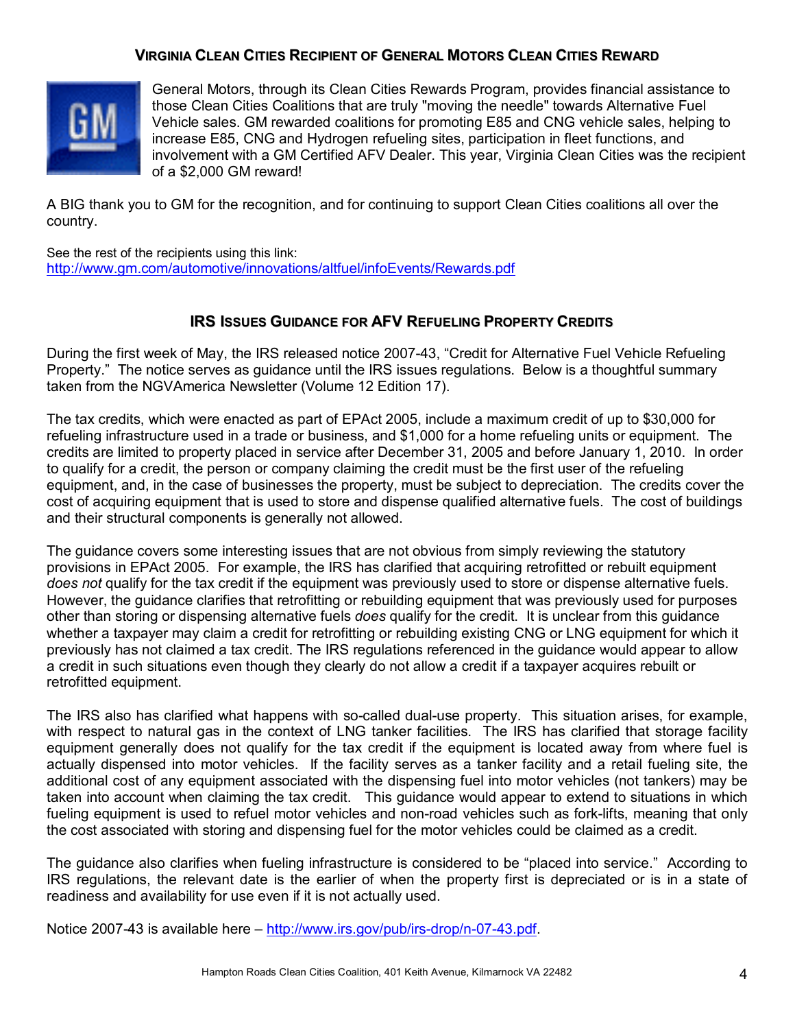## Virginia Clean Cities Recipient of General Motors Clean Cities Reward

General Motors, through its Clean Cities Rewards Program, provides financial assistance to those Clean Cities Coalitions that are truly "moving the needle" towards Alternative Fuel Vehicle sales. GM rewarded coalitions for promoting E85 and CNG vehicle sales, helping to increase E85, CNG and Hydrogen refueling sites, participation in fleet functions, and involvement with a GM Certified AFV Dealer. This year, Virginia Clean Cities was the recipient of a $2,000 GM reward!

A BIG thank you to GM for the recognition, and for continuing to support Clean Cities coalitions all over the country.

See the rest of the recipients using this link:
http://www.gm.com/automotive/innovations/altfuel/infoEvents/Rewards.pdf

## IRS Issues Guidance for AFV Refueling Property Credits

During the first week of May, the IRS released notice 2007-43, "Credit for Alternative Fuel Vehicle Refueling Property." The notice serves as guidance until the IRS issues regulations. Below is a thoughtful summary taken from the NGVAmerica Newsletter (Volume 12 Edition 17).

The tax credits, which were enacted as part of EPAct 2005, include a maximum credit of up to $30,000 for refueling infrastructure used in a trade or business, and $1,000 for a home refueling units or equipment. The credits are limited to property placed in service after December 31, 2005 and before January 1, 2010. In order to qualify for a credit, the person or company claiming the credit must be the first user of the refueling equipment, and, in the case of businesses the property, must be subject to depreciation. The credits cover the cost of acquiring equipment that is used to store and dispense qualified alternative fuels. The cost of buildings and their structural components is generally not allowed.

The guidance covers some interesting issues that are not obvious from simply reviewing the statutory provisions in EPAct 2005. For example, the IRS has clarified that acquiring retrofitted or rebuilt equipment *does not* qualify for the tax credit if the equipment was previously used to store or dispense alternative fuels. However, the guidance clarifies that retrofitting or rebuilding equipment that was previously used for purposes other than storing or dispensing alternative fuels *does* qualify for the credit. It is unclear from this guidance whether a taxpayer may claim a credit for retrofitting or rebuilding existing CNG or LNG equipment for which it previously has not claimed a tax credit. The IRS regulations referenced in the guidance would appear to allow a credit in such situations even though they clearly do not allow a credit if a taxpayer acquires rebuilt or retrofitted equipment.

The IRS also has clarified what happens with so-called dual-use property. This situation arises, for example, with respect to natural gas in the context of LNG tanker facilities. The IRS has clarified that storage facility equipment generally does not qualify for the tax credit if the equipment is located away from where fuel is actually dispensed into motor vehicles. If the facility serves as a tanker facility and a retail fueling site, the additional cost of any equipment associated with the dispensing fuel into motor vehicles (not tankers) may be taken into account when claiming the tax credit. This guidance would appear to extend to situations in which fueling equipment is used to refuel motor vehicles and non-road vehicles such as fork-lifts, meaning that only the cost associated with storing and dispensing fuel for the motor vehicles could be claimed as a credit.

The guidance also clarifies when fueling infrastructure is considered to be "placed into service." According to IRS regulations, the relevant date is the earlier of when the property first is depreciated or is in a state of readiness and availability for use even if it is not actually used.

Notice 2007-43 is available here – http://www.irs.gov/pub/irs-drop/n-07-43.pdf.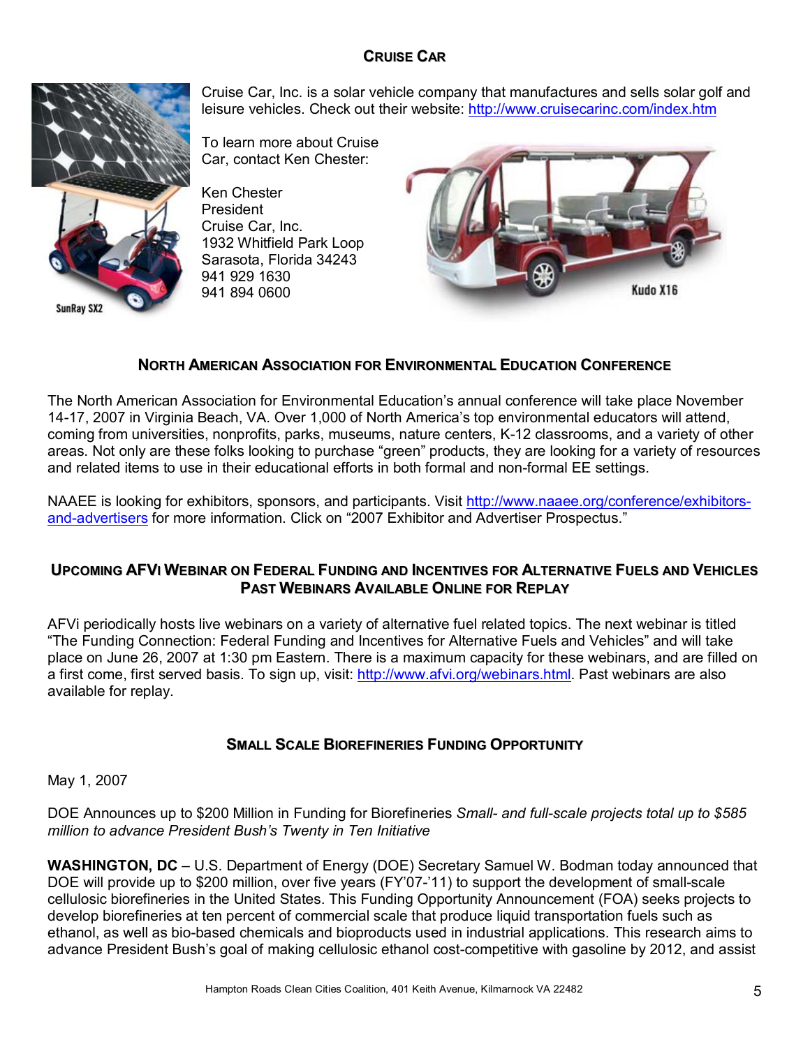## CRUISE CAR

Cruise Car, Inc. is a solar vehicle company that manufactures and sells solar golf and leisure vehicles. Check out their website: http://www.cruisecarinc.com/index.htm

To learn more about Cruise Car, contact Ken Chester:

Ken Chester
President
Cruise Car, Inc.
1932 Whitfield Park Loop
Sarasota, Florida 34243
941 929 1630
941 894 0600

SunRay SX2

Kudo X16

## NORTH AMERICAN ASSOCIATION FOR ENVIRONMENTAL EDUCATION CONFERENCE

The North American Association for Environmental Education's annual conference will take place November 14-17, 2007 in Virginia Beach, VA. Over 1,000 of North America's top environmental educators will attend, coming from universities, nonprofits, parks, museums, nature centers, K-12 classrooms, and a variety of other areas. Not only are these folks looking to purchase "green" products, they are looking for a variety of resources and related items to use in their educational efforts in both formal and non-formal EE settings.

NAAEE is looking for exhibitors, sponsors, and participants. Visit http://www.naaee.org/conference/exhibitors-and-advertisers for more information. Click on "2007 Exhibitor and Advertiser Prospectus."

## UPCOMING AFVI WEBINAR ON FEDERAL FUNDING AND INCENTIVES FOR ALTERNATIVE FUELS AND VEHICLES PAST WEBINARS AVAILABLE ONLINE FOR REPLAY

AFVi periodically hosts live webinars on a variety of alternative fuel related topics. The next webinar is titled "The Funding Connection: Federal Funding and Incentives for Alternative Fuels and Vehicles" and will take place on June 26, 2007 at 1:30 pm Eastern. There is a maximum capacity for these webinars, and are filled on a first come, first served basis. To sign up, visit: http://www.afvi.org/webinars.html. Past webinars are also available for replay.

## SMALL SCALE BIOREFINERIES FUNDING OPPORTUNITY

May 1, 2007

DOE Announces up to $200 Million in Funding for Biorefineries *Small- and full-scale projects total up to $585 million to advance President Bush's Twenty in Ten Initiative*

**WASHINGTON, DC** – U.S. Department of Energy (DOE) Secretary Samuel W. Bodman today announced that DOE will provide up to $200 million, over five years (FY'07-'11) to support the development of small-scale cellulosic biorefineries in the United States. This Funding Opportunity Announcement (FOA) seeks projects to develop biorefineries at ten percent of commercial scale that produce liquid transportation fuels such as ethanol, as well as bio-based chemicals and bioproducts used in industrial applications. This research aims to advance President Bush's goal of making cellulosic ethanol cost-competitive with gasoline by 2012, and assist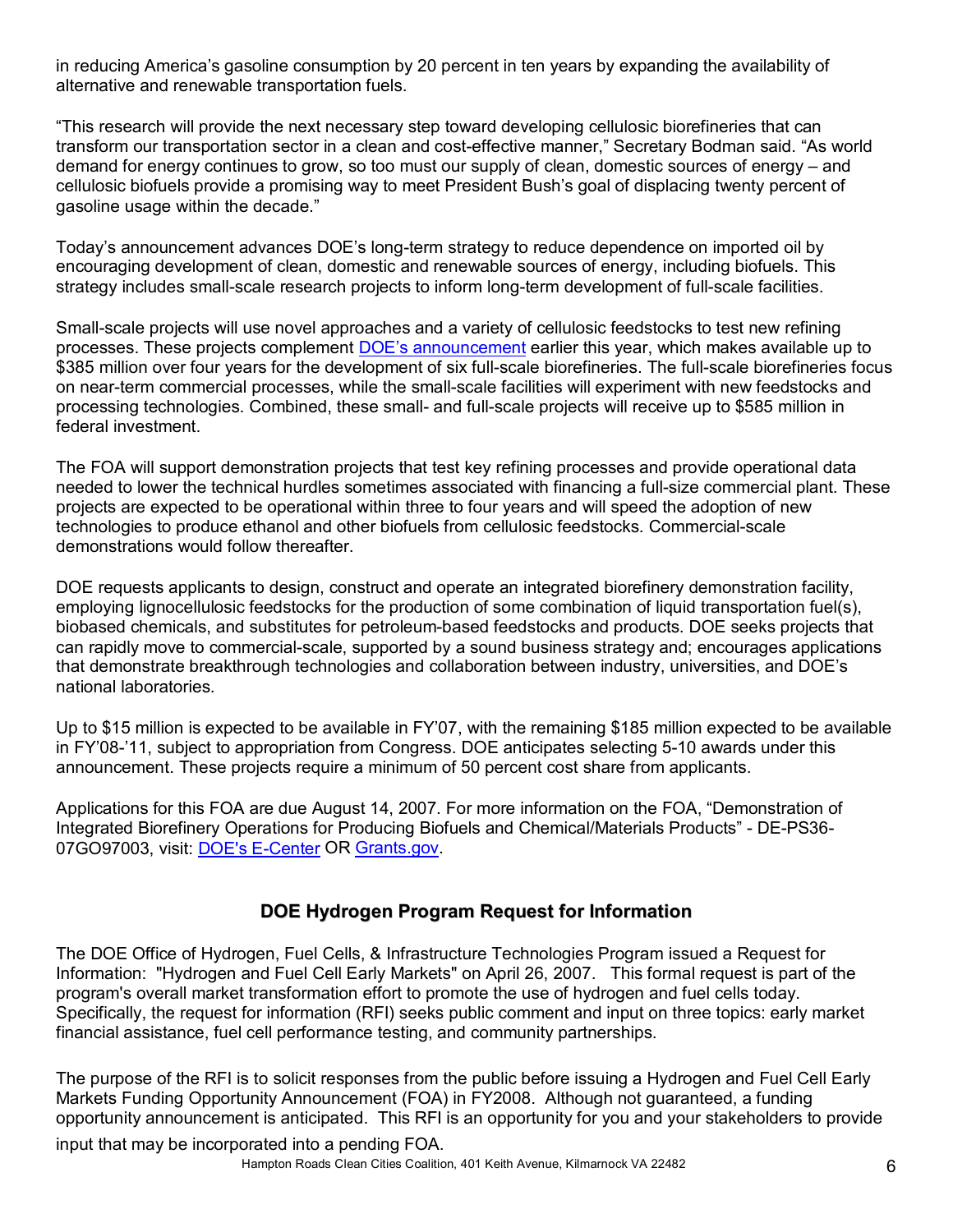in reducing America's gasoline consumption by 20 percent in ten years by expanding the availability of alternative and renewable transportation fuels.

"This research will provide the next necessary step toward developing cellulosic biorefineries that can transform our transportation sector in a clean and cost-effective manner," Secretary Bodman said. "As world demand for energy continues to grow, so too must our supply of clean, domestic sources of energy – and cellulosic biofuels provide a promising way to meet President Bush's goal of displacing twenty percent of gasoline usage within the decade."

Today's announcement advances DOE's long-term strategy to reduce dependence on imported oil by encouraging development of clean, domestic and renewable sources of energy, including biofuels. This strategy includes small-scale research projects to inform long-term development of full-scale facilities.

Small-scale projects will use novel approaches and a variety of cellulosic feedstocks to test new refining processes. These projects complement DOE's announcement earlier this year, which makes available up to $385 million over four years for the development of six full-scale biorefineries. The full-scale biorefineries focus on near-term commercial processes, while the small-scale facilities will experiment with new feedstocks and processing technologies. Combined, these small- and full-scale projects will receive up to $585 million in federal investment.

The FOA will support demonstration projects that test key refining processes and provide operational data needed to lower the technical hurdles sometimes associated with financing a full-size commercial plant. These projects are expected to be operational within three to four years and will speed the adoption of new technologies to produce ethanol and other biofuels from cellulosic feedstocks. Commercial-scale demonstrations would follow thereafter.

DOE requests applicants to design, construct and operate an integrated biorefinery demonstration facility, employing lignocellulosic feedstocks for the production of some combination of liquid transportation fuel(s), biobased chemicals, and substitutes for petroleum-based feedstocks and products. DOE seeks projects that can rapidly move to commercial-scale, supported by a sound business strategy and; encourages applications that demonstrate breakthrough technologies and collaboration between industry, universities, and DOE's national laboratories.

Up to $15 million is expected to be available in FY'07, with the remaining $185 million expected to be available in FY'08-'11, subject to appropriation from Congress. DOE anticipates selecting 5-10 awards under this announcement. These projects require a minimum of 50 percent cost share from applicants.

Applications for this FOA are due August 14, 2007. For more information on the FOA, "Demonstration of Integrated Biorefinery Operations for Producing Biofuels and Chemical/Materials Products" - DE-PS36-07GO97003, visit: DOE's E-Center OR Grants.gov.

## DOE Hydrogen Program Request for Information

The DOE Office of Hydrogen, Fuel Cells, & Infrastructure Technologies Program issued a Request for Information: "Hydrogen and Fuel Cell Early Markets" on April 26, 2007. This formal request is part of the program's overall market transformation effort to promote the use of hydrogen and fuel cells today. Specifically, the request for information (RFI) seeks public comment and input on three topics: early market financial assistance, fuel cell performance testing, and community partnerships.

The purpose of the RFI is to solicit responses from the public before issuing a Hydrogen and Fuel Cell Early Markets Funding Opportunity Announcement (FOA) in FY2008. Although not guaranteed, a funding opportunity announcement is anticipated. This RFI is an opportunity for you and your stakeholders to provide input that may be incorporated into a pending FOA.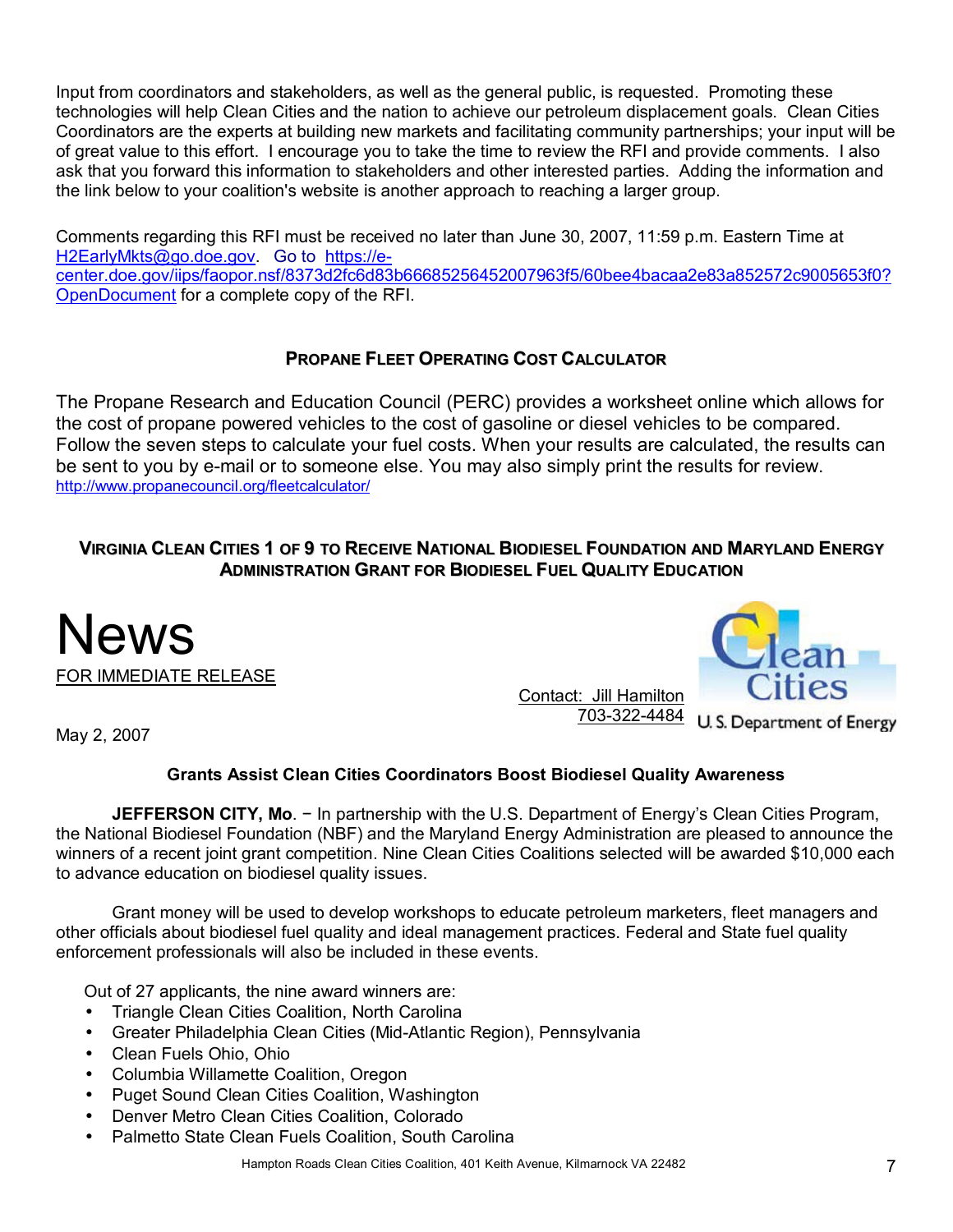Input from coordinators and stakeholders, as well as the general public, is requested. Promoting these technologies will help Clean Cities and the nation to achieve our petroleum displacement goals. Clean Cities Coordinators are the experts at building new markets and facilitating community partnerships; your input will be of great value to this effort. I encourage you to take the time to review the RFI and provide comments. I also ask that you forward this information to stakeholders and other interested parties. Adding the information and the link below to your coalition's website is another approach to reaching a larger group.

Comments regarding this RFI must be received no later than June 30, 2007, 11:59 p.m. Eastern Time at H2EarlyMkts@go.doe.gov. Go to https://e-center.doe.gov/iips/faopor.nsf/8373d2fc6d83b66685256452007963f5/60bee4bacaa2e83a852572c9005653f0?OpenDocument for a complete copy of the RFI.

## PROPANE FLEET OPERATING COST CALCULATOR

The Propane Research and Education Council (PERC) provides a worksheet online which allows for the cost of propane powered vehicles to the cost of gasoline or diesel vehicles to be compared. Follow the seven steps to calculate your fuel costs. When your results are calculated, the results can be sent to you by e-mail or to someone else. You may also simply print the results for review.
http://www.propanecouncil.org/fleetcalculator/

## VIRGINIA CLEAN CITIES 1 OF 9 TO RECEIVE NATIONAL BIODIESEL FOUNDATION AND MARYLAND ENERGY ADMINISTRATION GRANT FOR BIODIESEL FUEL QUALITY EDUCATION

# News

FOR IMMEDIATE RELEASE

Contact: Jill Hamilton
703-322-4484

Clean Cities
U.S. Department of Energy

May 2, 2007

### Grants Assist Clean Cities Coordinators Boost Biodiesel Quality Awareness

**JEFFERSON CITY, Mo**. − In partnership with the U.S. Department of Energy's Clean Cities Program, the National Biodiesel Foundation (NBF) and the Maryland Energy Administration are pleased to announce the winners of a recent joint grant competition. Nine Clean Cities Coalitions selected will be awarded $10,000 each to advance education on biodiesel quality issues.

Grant money will be used to develop workshops to educate petroleum marketers, fleet managers and other officials about biodiesel fuel quality and ideal management practices. Federal and State fuel quality enforcement professionals will also be included in these events.

Out of 27 applicants, the nine award winners are:

- Triangle Clean Cities Coalition, North Carolina
- Greater Philadelphia Clean Cities (Mid-Atlantic Region), Pennsylvania
- Clean Fuels Ohio, Ohio
- Columbia Willamette Coalition, Oregon
- Puget Sound Clean Cities Coalition, Washington
- Denver Metro Clean Cities Coalition, Colorado
- Palmetto State Clean Fuels Coalition, South Carolina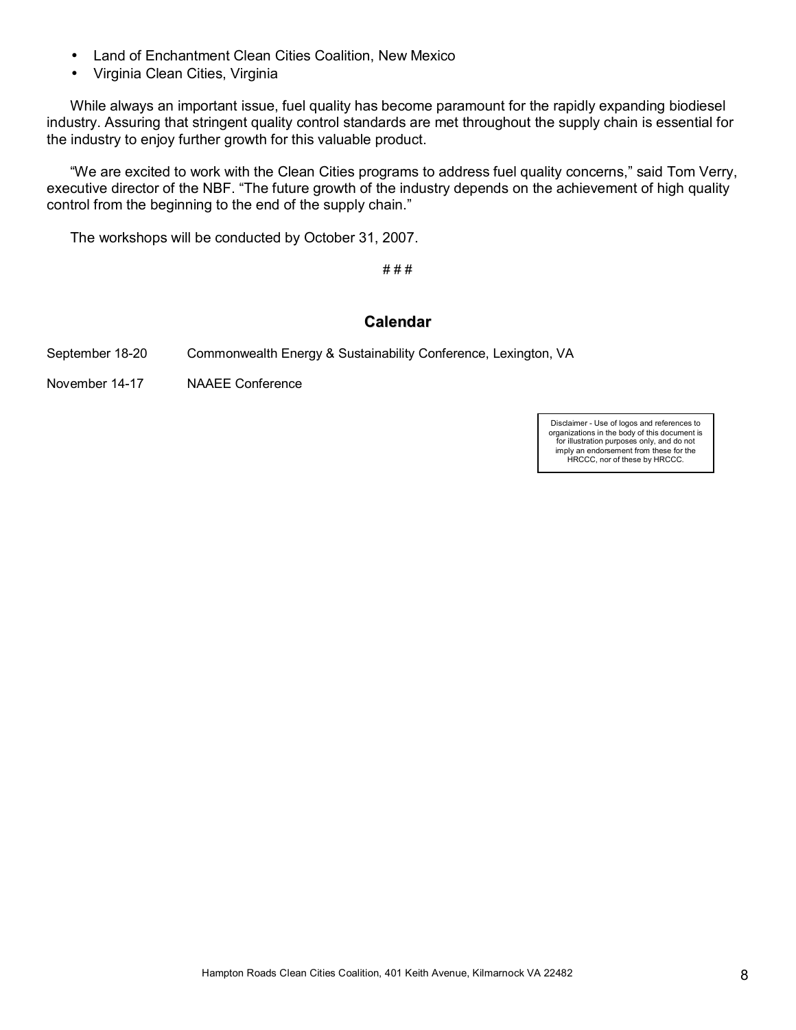- Land of Enchantment Clean Cities Coalition, New Mexico
- Virginia Clean Cities, Virginia

While always an important issue, fuel quality has become paramount for the rapidly expanding biodiesel industry. Assuring that stringent quality control standards are met throughout the supply chain is essential for the industry to enjoy further growth for this valuable product.

"We are excited to work with the Clean Cities programs to address fuel quality concerns," said Tom Verry, executive director of the NBF. "The future growth of the industry depends on the achievement of high quality control from the beginning to the end of the supply chain."

The workshops will be conducted by October 31, 2007.

# # #

## Calendar

| | |
|---|---|
| September 18-20 | Commonwealth Energy & Sustainability Conference, Lexington, VA |
| November 14-17 | NAAEE Conference |

Disclaimer - Use of logos and references to organizations in the body of this document is for illustration purposes only, and do not imply an endorsement from these for the HRCCC, nor of these by HRCCC.

Hampton Roads Clean Cities Coalition, 401 Keith Avenue, Kilmarnock VA 22482